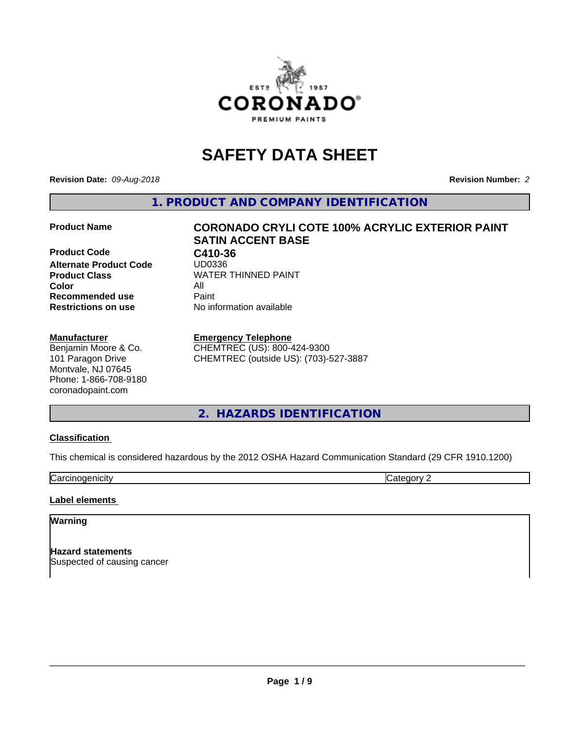# SAFETY DATA SHEET

**Revision Date:** *09-Aug-2018*

**Revision Number:** *2*

## 1. PRODUCT AND COMPANY IDENTIFICATION

| | |
|---|---|
| **Product Name** | **CORONADO CRYLI COTE 100% ACRYLIC EXTERIOR PAINT SATIN ACCENT BASE** |
| **Product Code** | **C410-36** |
| **Alternate Product Code** | UD0336 |
| **Product Class** | WATER THINNED PAINT |
| **Color** | All |
| **Recommended use** | Paint |
| **Restrictions on use** | No information available |

**Manufacturer**
Benjamin Moore & Co.
101 Paragon Drive
Montvale, NJ 07645
Phone: 1-866-708-9180
coronadopaint.com

**Emergency Telephone**
CHEMTREC (US): 800-424-9300
CHEMTREC (outside US): (703)-527-3887

## 2. HAZARDS IDENTIFICATION

### Classification

This chemical is considered hazardous by the 2012 OSHA Hazard Communication Standard (29 CFR 1910.1200)

| | |
|---|---|
| Carcinogenicity | Category 2 |

### Label elements

**Warning**

**Hazard statements**
Suspected of causing cancer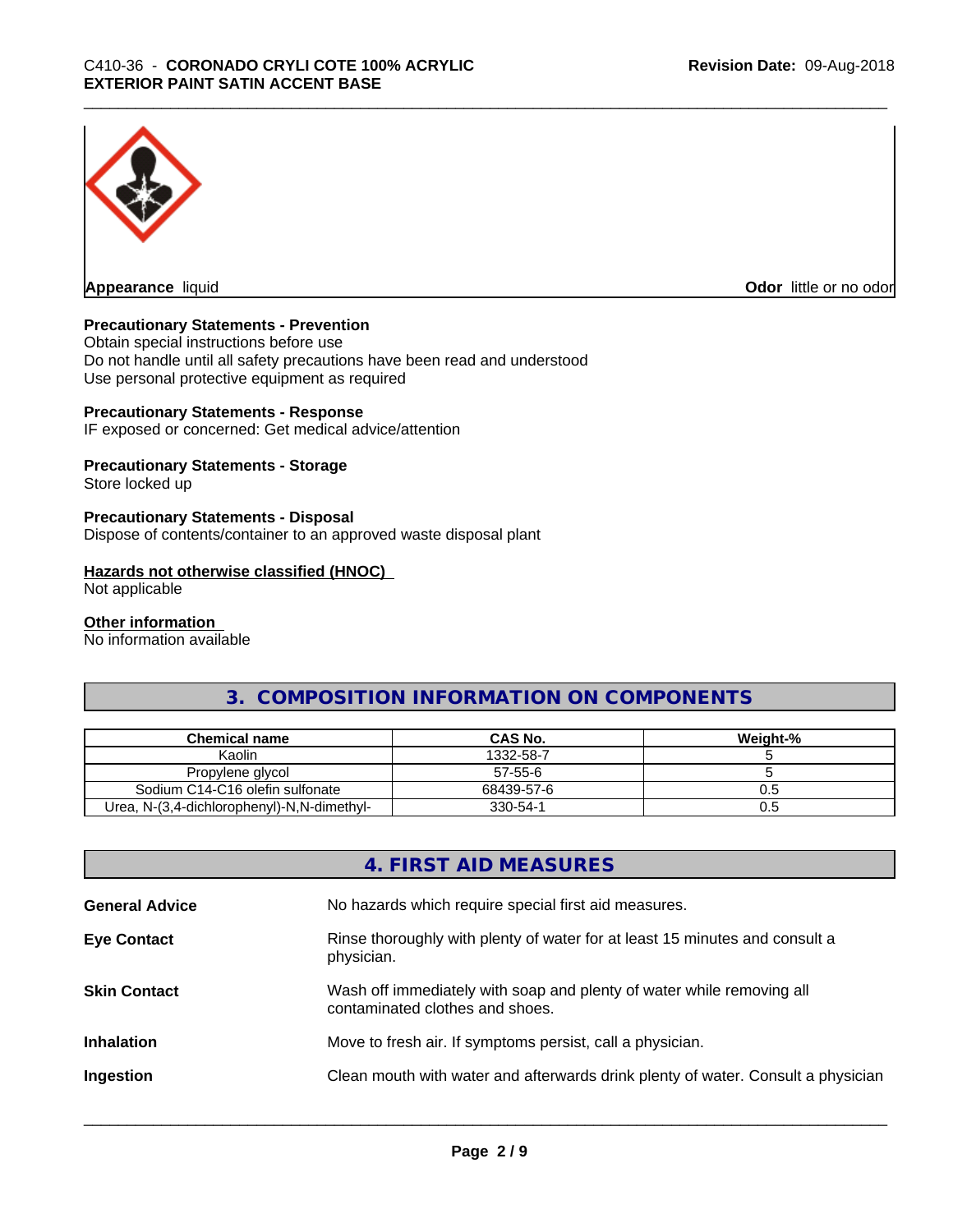**Appearance** liquid

**Odor** little or no odor

**Precautionary Statements - Prevention**

Obtain special instructions before use
Do not handle until all safety precautions have been read and understood
Use personal protective equipment as required

**Precautionary Statements - Response**

IF exposed or concerned: Get medical advice/attention

**Precautionary Statements - Storage**

Store locked up

**Precautionary Statements - Disposal**

Dispose of contents/container to an approved waste disposal plant

**Hazards not otherwise classified (HNOC)**

Not applicable

**Other information**

No information available

## 3. COMPOSITION INFORMATION ON COMPONENTS

| Chemical name | CAS No. | Weight-% |
|---|---|---|
| Kaolin | 1332-58-7 | 5 |
| Propylene glycol | 57-55-6 | 5 |
| Sodium C14-C16 olefin sulfonate | 68439-57-6 | 0.5 |
| Urea, N-(3,4-dichlorophenyl)-N,N-dimethyl- | 330-54-1 | 0.5 |

## 4. FIRST AID MEASURES

**General Advice** No hazards which require special first aid measures.

**Eye Contact** Rinse thoroughly with plenty of water for at least 15 minutes and consult a physician.

**Skin Contact** Wash off immediately with soap and plenty of water while removing all contaminated clothes and shoes.

**Inhalation** Move to fresh air. If symptoms persist, call a physician.

**Ingestion** Clean mouth with water and afterwards drink plenty of water. Consult a physician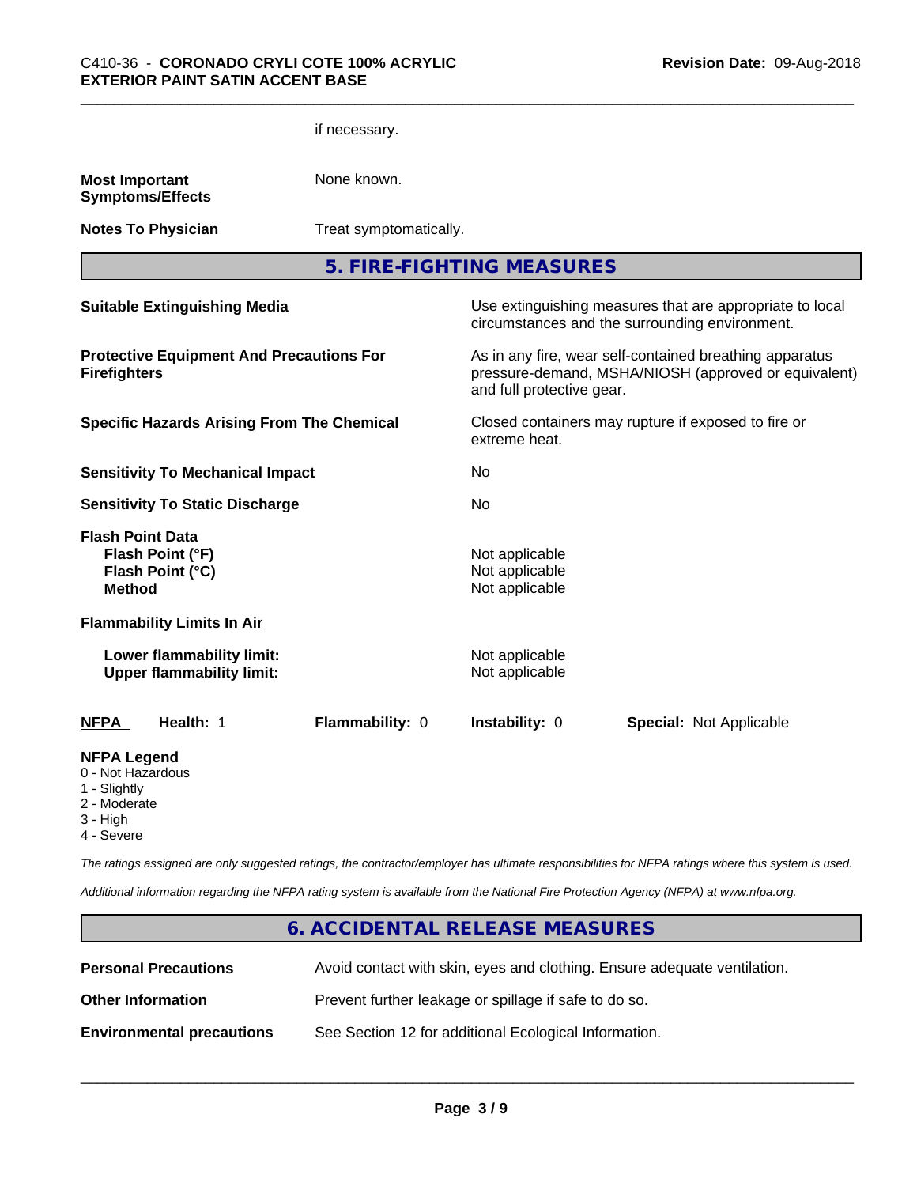if necessary.

**Most Important Symptoms/Effects** None known.

**Notes To Physician** Treat symptomatically.

## 5. FIRE-FIGHTING MEASURES

**Suitable Extinguishing Media** Use extinguishing measures that are appropriate to local circumstances and the surrounding environment.

**Protective Equipment And Precautions For Firefighters** As in any fire, wear self-contained breathing apparatus pressure-demand, MSHA/NIOSH (approved or equivalent) and full protective gear.

**Specific Hazards Arising From The Chemical** Closed containers may rupture if exposed to fire or extreme heat.

**Sensitivity To Mechanical Impact** No

**Sensitivity To Static Discharge** No

**Flash Point Data**
**Flash Point (°F)** Not applicable
**Flash Point (°C)** Not applicable
**Method** Not applicable

**Flammability Limits In Air**

**Lower flammability limit:** Not applicable
**Upper flammability limit:** Not applicable

| NFPA | Health: 1 | Flammability: 0 | Instability: 0 | Special: Not Applicable |
|---|---|---|---|---|

**NFPA Legend**
0 - Not Hazardous
1 - Slightly
2 - Moderate
3 - High
4 - Severe

*The ratings assigned are only suggested ratings, the contractor/employer has ultimate responsibilities for NFPA ratings where this system is used.*

*Additional information regarding the NFPA rating system is available from the National Fire Protection Agency (NFPA) at www.nfpa.org.*

## 6. ACCIDENTAL RELEASE MEASURES

**Personal Precautions** Avoid contact with skin, eyes and clothing. Ensure adequate ventilation.

**Other Information** Prevent further leakage or spillage if safe to do so.

**Environmental precautions** See Section 12 for additional Ecological Information.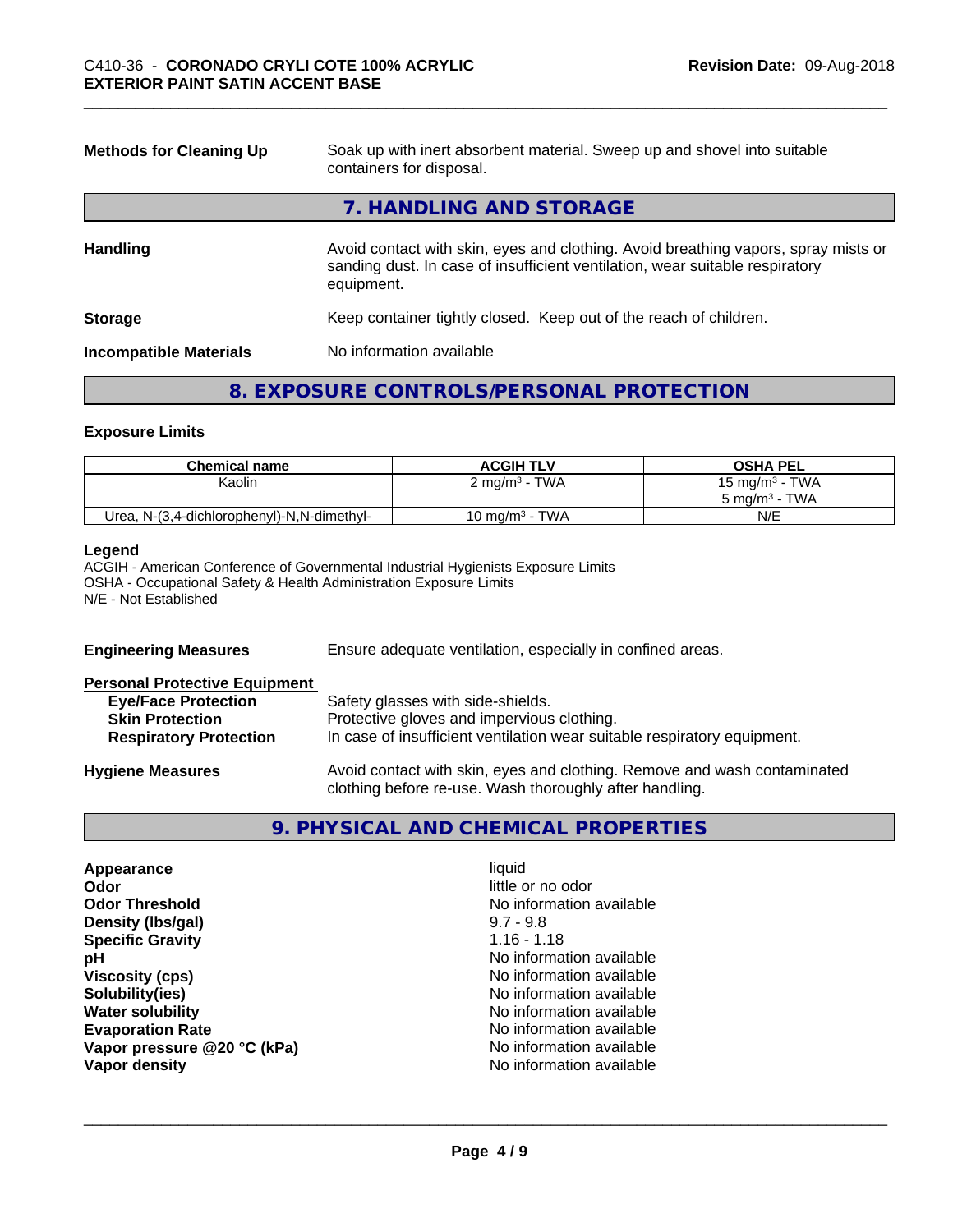**Methods for Cleaning Up** Soak up with inert absorbent material. Sweep up and shovel into suitable containers for disposal.

## 7. HANDLING AND STORAGE

**Handling** Avoid contact with skin, eyes and clothing. Avoid breathing vapors, spray mists or sanding dust. In case of insufficient ventilation, wear suitable respiratory equipment.

**Storage** Keep container tightly closed. Keep out of the reach of children.

**Incompatible Materials** No information available

## 8. EXPOSURE CONTROLS/PERSONAL PROTECTION

### Exposure Limits

| Chemical name | ACGIH TLV | OSHA PEL |
|---|---|---|
| Kaolin | 2 mg/m³ - TWA | 15 mg/m³ - TWA<br>5 mg/m³ - TWA |
| Urea, N-(3,4-dichlorophenyl)-N,N-dimethyl- | 10 mg/m³ - TWA | N/E |

**Legend**
ACGIH - American Conference of Governmental Industrial Hygienists Exposure Limits
OSHA - Occupational Safety & Health Administration Exposure Limits
N/E - Not Established

**Engineering Measures** Ensure adequate ventilation, especially in confined areas.

**Personal Protective Equipment**

- **Eye/Face Protection** Safety glasses with side-shields.
- **Skin Protection** Protective gloves and impervious clothing.
- **Respiratory Protection** In case of insufficient ventilation wear suitable respiratory equipment.

**Hygiene Measures** Avoid contact with skin, eyes and clothing. Remove and wash contaminated clothing before re-use. Wash thoroughly after handling.

## 9. PHYSICAL AND CHEMICAL PROPERTIES

| | |
|---|---|
| **Appearance** | liquid |
| **Odor** | little or no odor |
| **Odor Threshold** | No information available |
| **Density (lbs/gal)** | 9.7 - 9.8 |
| **Specific Gravity** | 1.16 - 1.18 |
| **pH** | No information available |
| **Viscosity (cps)** | No information available |
| **Solubility(ies)** | No information available |
| **Water solubility** | No information available |
| **Evaporation Rate** | No information available |
| **Vapor pressure @20 °C (kPa)** | No information available |
| **Vapor density** | No information available |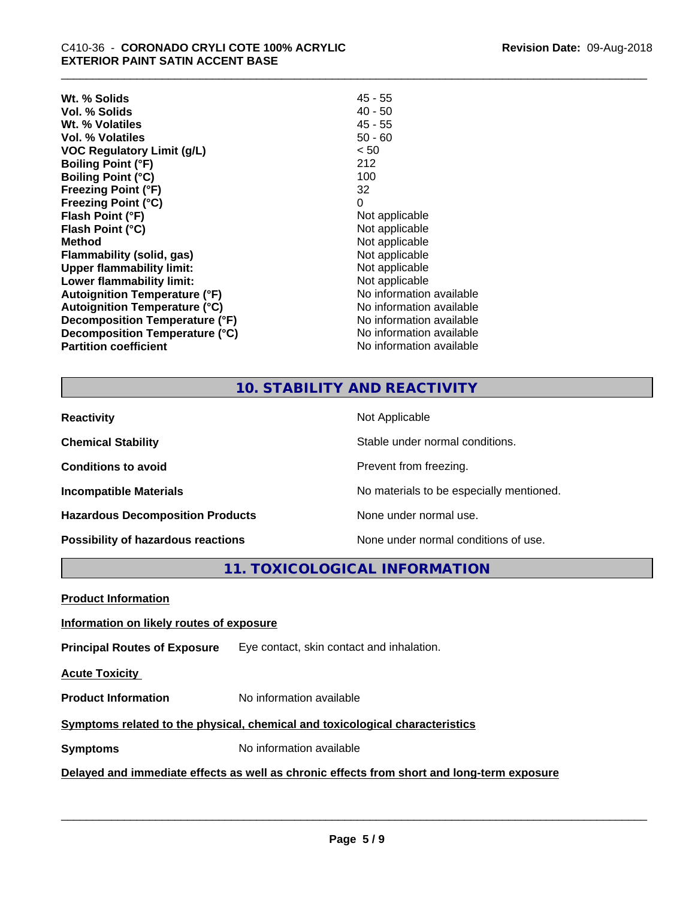| | |
|---|---|
| **Wt. % Solids** | 45 - 55 |
| **Vol. % Solids** | 40 - 50 |
| **Wt. % Volatiles** | 45 - 55 |
| **Vol. % Volatiles** | 50 - 60 |
| **VOC Regulatory Limit (g/L)** | < 50 |
| **Boiling Point (°F)** | 212 |
| **Boiling Point (°C)** | 100 |
| **Freezing Point (°F)** | 32 |
| **Freezing Point (°C)** | 0 |
| **Flash Point (°F)** | Not applicable |
| **Flash Point (°C)** | Not applicable |
| **Method** | Not applicable |
| **Flammability (solid, gas)** | Not applicable |
| **Upper flammability limit:** | Not applicable |
| **Lower flammability limit:** | Not applicable |
| **Autoignition Temperature (°F)** | No information available |
| **Autoignition Temperature (°C)** | No information available |
| **Decomposition Temperature (°F)** | No information available |
| **Decomposition Temperature (°C)** | No information available |
| **Partition coefficient** | No information available |

## 10. STABILITY AND REACTIVITY

| | |
|---|---|
| **Reactivity** | Not Applicable |
| **Chemical Stability** | Stable under normal conditions. |
| **Conditions to avoid** | Prevent from freezing. |
| **Incompatible Materials** | No materials to be especially mentioned. |
| **Hazardous Decomposition Products** | None under normal use. |
| **Possibility of hazardous reactions** | None under normal conditions of use. |

## 11. TOXICOLOGICAL INFORMATION

**Product Information**

**Information on likely routes of exposure**

**Principal Routes of Exposure** Eye contact, skin contact and inhalation.

**Acute Toxicity**

**Product Information** No information available

**Symptoms related to the physical, chemical and toxicological characteristics**

**Symptoms** No information available

**Delayed and immediate effects as well as chronic effects from short and long-term exposure**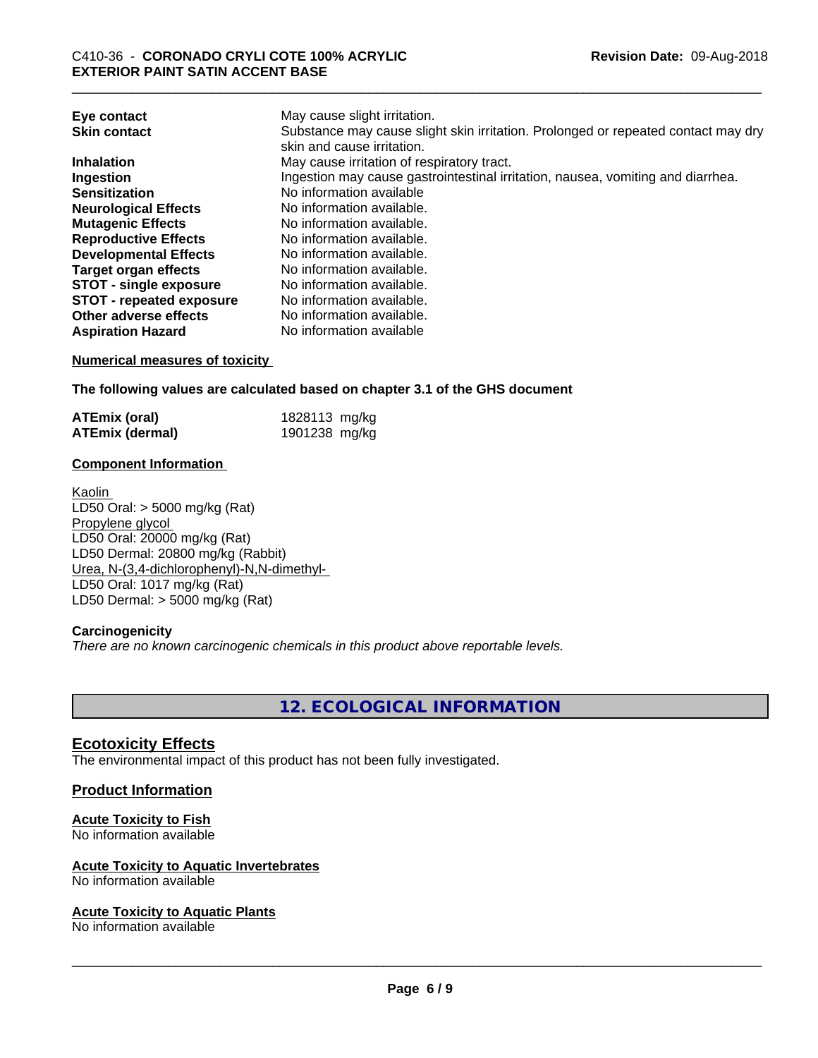| | |
|---|---|
| **Eye contact** | May cause slight irritation. |
| **Skin contact** | Substance may cause slight skin irritation. Prolonged or repeated contact may dry skin and cause irritation. |
| **Inhalation** | May cause irritation of respiratory tract. |
| **Ingestion** | Ingestion may cause gastrointestinal irritation, nausea, vomiting and diarrhea. |
| **Sensitization** | No information available |
| **Neurological Effects** | No information available. |
| **Mutagenic Effects** | No information available. |
| **Reproductive Effects** | No information available. |
| **Developmental Effects** | No information available. |
| **Target organ effects** | No information available. |
| **STOT - single exposure** | No information available. |
| **STOT - repeated exposure** | No information available. |
| **Other adverse effects** | No information available. |
| **Aspiration Hazard** | No information available |

**Numerical measures of toxicity**

**The following values are calculated based on chapter 3.1 of the GHS document**

| | |
|---|---|
| **ATEmix (oral)** | 1828113 mg/kg |
| **ATEmix (dermal)** | 1901238 mg/kg |

**Component Information**

Kaolin
LD50 Oral: > 5000 mg/kg (Rat)
Propylene glycol
LD50 Oral: 20000 mg/kg (Rat)
LD50 Dermal: 20800 mg/kg (Rabbit)
Urea, N-(3,4-dichlorophenyl)-N,N-dimethyl-
LD50 Oral: 1017 mg/kg (Rat)
LD50 Dermal: > 5000 mg/kg (Rat)

**Carcinogenicity**

*There are no known carcinogenic chemicals in this product above reportable levels.*

# 12. ECOLOGICAL INFORMATION

## Ecotoxicity Effects

The environmental impact of this product has not been fully investigated.

## Product Information

**Acute Toxicity to Fish**
No information available

**Acute Toxicity to Aquatic Invertebrates**
No information available

**Acute Toxicity to Aquatic Plants**
No information available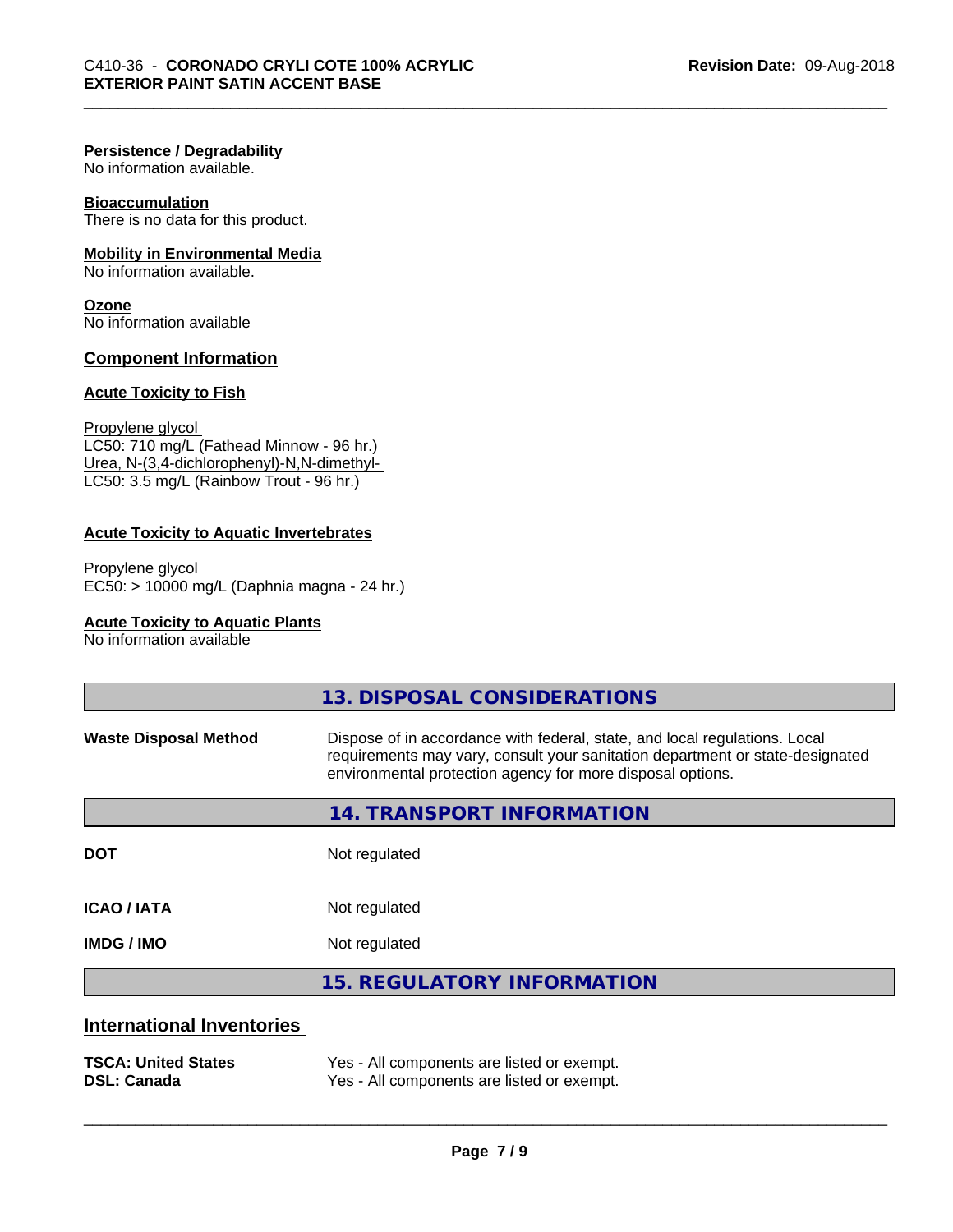**Persistence / Degradability**
No information available.

**Bioaccumulation**
There is no data for this product.

**Mobility in Environmental Media**
No information available.

**Ozone**
No information available

**Component Information**

**Acute Toxicity to Fish**

Propylene glycol
LC50: 710 mg/L (Fathead Minnow - 96 hr.)
Urea, N-(3,4-dichlorophenyl)-N,N-dimethyl-
LC50: 3.5 mg/L (Rainbow Trout - 96 hr.)

**Acute Toxicity to Aquatic Invertebrates**

Propylene glycol
EC50: > 10000 mg/L (Daphnia magna - 24 hr.)

**Acute Toxicity to Aquatic Plants**
No information available

## 13. DISPOSAL CONSIDERATIONS

**Waste Disposal Method** — Dispose of in accordance with federal, state, and local regulations. Local requirements may vary, consult your sanitation department or state-designated environmental protection agency for more disposal options.

## 14. TRANSPORT INFORMATION

| | |
|---|---|
| **DOT** | Not regulated |
| **ICAO / IATA** | Not regulated |
| **IMDG / IMO** | Not regulated |

## 15. REGULATORY INFORMATION

### International Inventories

| | |
|---|---|
| **TSCA: United States** | Yes - All components are listed or exempt. |
| **DSL: Canada** | Yes - All components are listed or exempt. |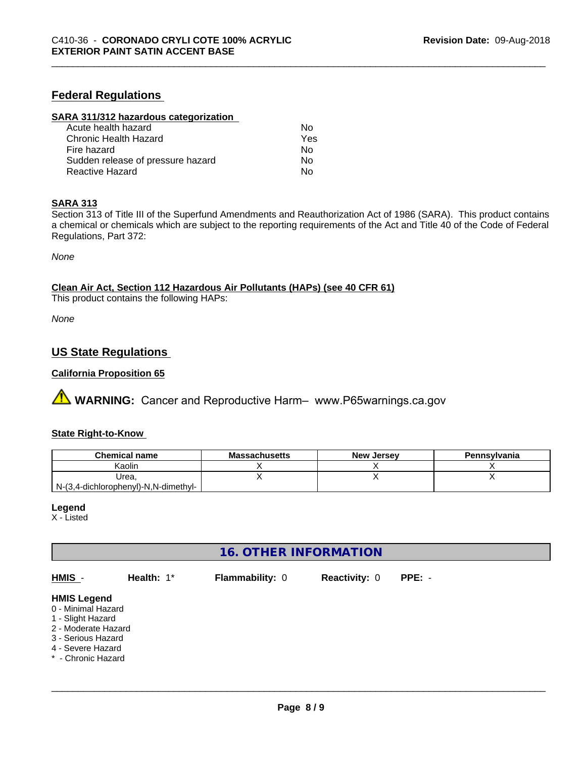## Federal Regulations

### SARA 311/312 hazardous categorization

| | |
|---|---|
| Acute health hazard | No |
| Chronic Health Hazard | Yes |
| Fire hazard | No |
| Sudden release of pressure hazard | No |
| Reactive Hazard | No |

### SARA 313

Section 313 of Title III of the Superfund Amendments and Reauthorization Act of 1986 (SARA). This product contains a chemical or chemicals which are subject to the reporting requirements of the Act and Title 40 of the Code of Federal Regulations, Part 372:

*None*

### Clean Air Act, Section 112 Hazardous Air Pollutants (HAPs) (see 40 CFR 61)

This product contains the following HAPs:

*None*

## US State Regulations

### California Proposition 65

⚠ **WARNING:** Cancer and Reproductive Harm– www.P65warnings.ca.gov

### State Right-to-Know

| Chemical name | Massachusetts | New Jersey | Pennsylvania |
|---|---|---|---|
| Kaolin | X | X | X |
| Urea, N-(3,4-dichlorophenyl)-N,N-dimethyl- | X | X | X |

**Legend**
X - Listed

## 16. OTHER INFORMATION

**HMIS** - **Health:** 1* **Flammability:** 0 **Reactivity:** 0 **PPE:** -

**HMIS Legend**
0 - Minimal Hazard
1 - Slight Hazard
2 - Moderate Hazard
3 - Serious Hazard
4 - Severe Hazard
* - Chronic Hazard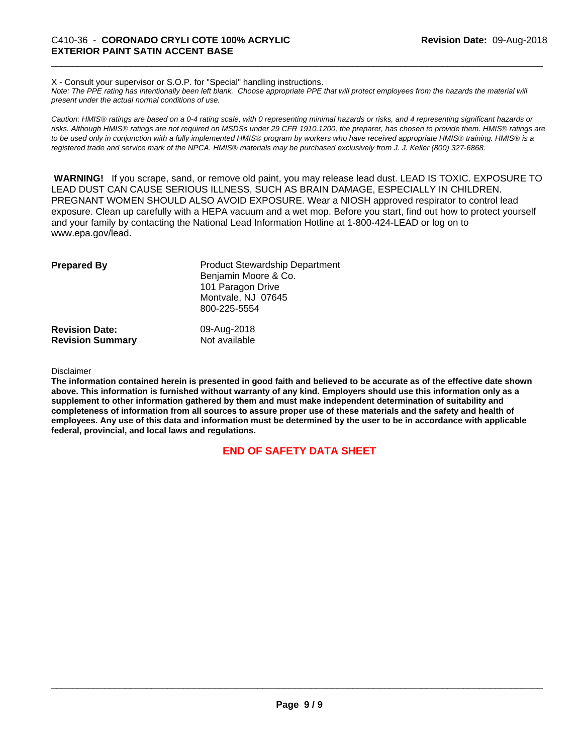X - Consult your supervisor or S.O.P. for "Special" handling instructions.

*Note: The PPE rating has intentionally been left blank. Choose appropriate PPE that will protect employees from the hazards the material will present under the actual normal conditions of use.*

*Caution: HMIS® ratings are based on a 0-4 rating scale, with 0 representing minimal hazards or risks, and 4 representing significant hazards or risks. Although HMIS® ratings are not required on MSDSs under 29 CFR 1910.1200, the preparer, has chosen to provide them. HMIS® ratings are to be used only in conjunction with a fully implemented HMIS® program by workers who have received appropriate HMIS® training. HMIS® is a registered trade and service mark of the NPCA. HMIS® materials may be purchased exclusively from J. J. Keller (800) 327-6868.*

**WARNING!** If you scrape, sand, or remove old paint, you may release lead dust. LEAD IS TOXIC. EXPOSURE TO LEAD DUST CAN CAUSE SERIOUS ILLNESS, SUCH AS BRAIN DAMAGE, ESPECIALLY IN CHILDREN. PREGNANT WOMEN SHOULD ALSO AVOID EXPOSURE. Wear a NIOSH approved respirator to control lead exposure. Clean up carefully with a HEPA vacuum and a wet mop. Before you start, find out how to protect yourself and your family by contacting the National Lead Information Hotline at 1-800-424-LEAD or log on to www.epa.gov/lead.

**Prepared By**
Product Stewardship Department
Benjamin Moore & Co.
101 Paragon Drive
Montvale, NJ 07645
800-225-5554

**Revision Date:** 09-Aug-2018
**Revision Summary** Not available

Disclaimer

**The information contained herein is presented in good faith and believed to be accurate as of the effective date shown above. This information is furnished without warranty of any kind. Employers should use this information only as a supplement to other information gathered by them and must make independent determination of suitability and completeness of information from all sources to assure proper use of these materials and the safety and health of employees. Any use of this data and information must be determined by the user to be in accordance with applicable federal, provincial, and local laws and regulations.**

**END OF SAFETY DATA SHEET**